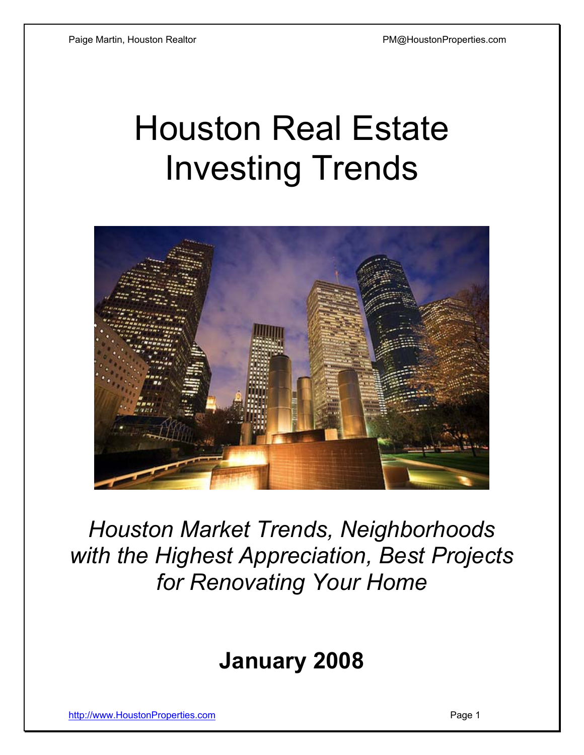# Houston Real Estate Investing Trends

*Houston Market Trends, Neighborhoods with the Highest Appreciation, Best Projects for Renovating Your Home*

**January 2008**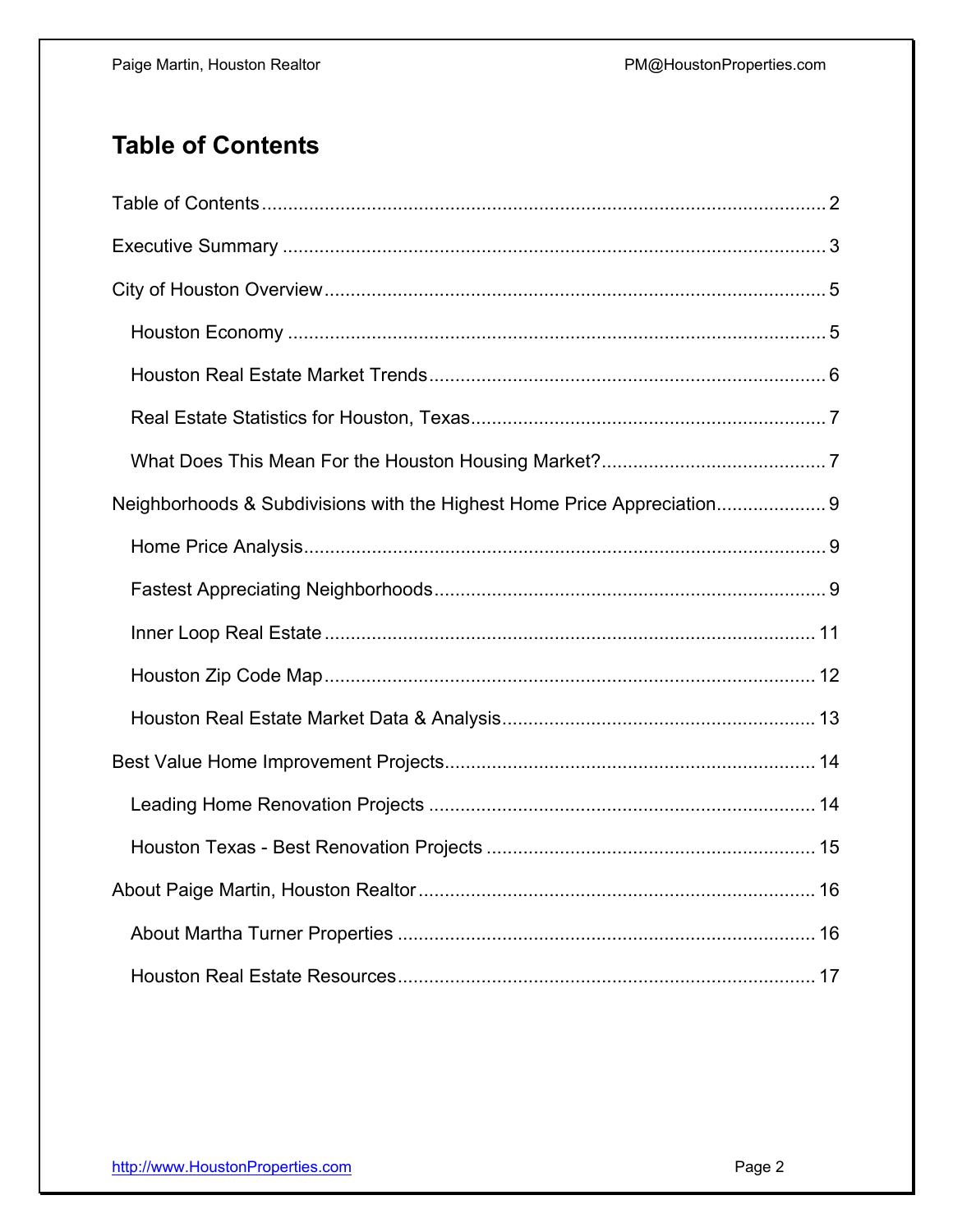# Table of Contents

Table of Contents ........................................................................................................ 2

Executive Summary ...................................................................................................... 3

City of Houston Overview ............................................................................................. 5

- Houston Economy ...................................................................................................... 5
- Houston Real Estate Market Trends ........................................................................... 6
- Real Estate Statistics for Houston, Texas .................................................................... 7
- What Does This Mean For the Houston Housing Market? ........................................... 7

Neighborhoods & Subdivisions with the Highest Home Price Appreciation .................... 9

- Home Price Analysis ................................................................................................... 9
- Fastest Appreciating Neighborhoods .......................................................................... 9
- Inner Loop Real Estate ............................................................................................. 11
- Houston Zip Code Map ............................................................................................. 12
- Houston Real Estate Market Data & Analysis ........................................................... 13

Best Value Home Improvement Projects ...................................................................... 14

- Leading Home Renovation Projects .......................................................................... 14
- Houston Texas - Best Renovation Projects ............................................................... 15

About Paige Martin, Houston Realtor ........................................................................... 16

- About Martha Turner Properties ............................................................................... 16
- Houston Real Estate Resources ................................................................................ 17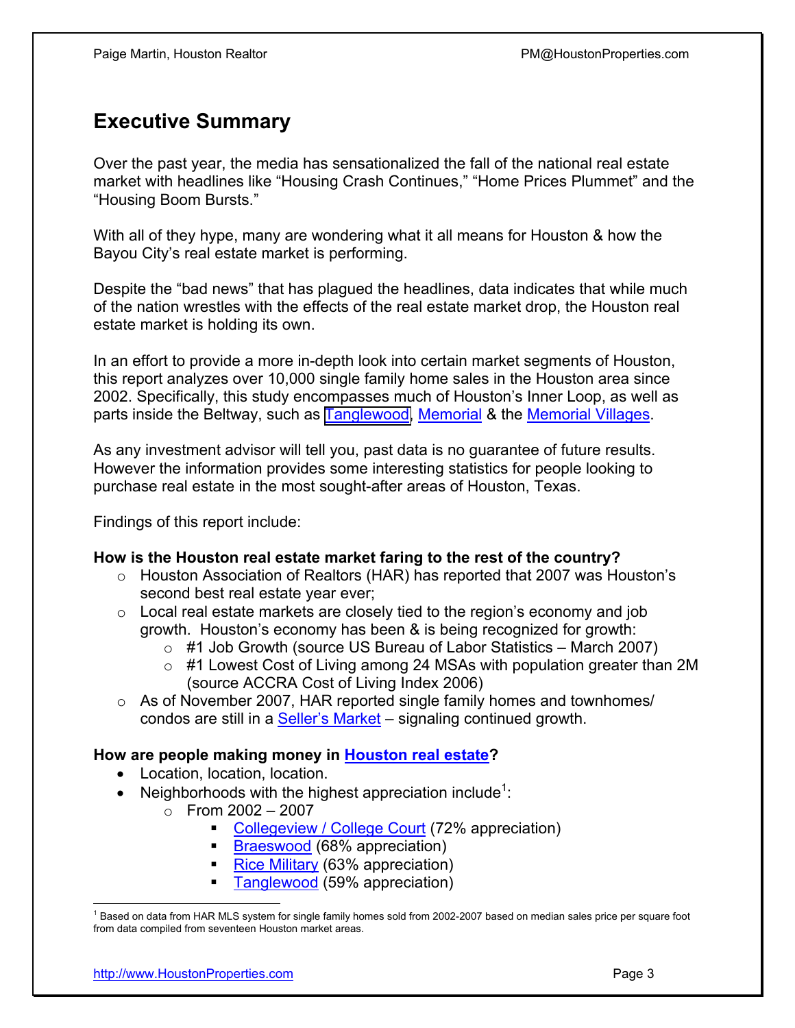## Executive Summary

Over the past year, the media has sensationalized the fall of the national real estate market with headlines like “Housing Crash Continues,” “Home Prices Plummet” and the “Housing Boom Bursts.”

With all of they hype, many are wondering what it all means for Houston & how the Bayou City’s real estate market is performing.

Despite the “bad news” that has plagued the headlines, data indicates that while much of the nation wrestles with the effects of the real estate market drop, the Houston real estate market is holding its own.

In an effort to provide a more in-depth look into certain market segments of Houston, this report analyzes over 10,000 single family home sales in the Houston area since 2002. Specifically, this study encompasses much of Houston’s Inner Loop, as well as parts inside the Beltway, such as Tanglewood, Memorial & the Memorial Villages.

As any investment advisor will tell you, past data is no guarantee of future results. However the information provides some interesting statistics for people looking to purchase real estate in the most sought-after areas of Houston, Texas.

Findings of this report include:

**How is the Houston real estate market faring to the rest of the country?**

- Houston Association of Realtors (HAR) has reported that 2007 was Houston’s second best real estate year ever;
- Local real estate markets are closely tied to the region’s economy and job growth. Houston’s economy has been & is being recognized for growth:
  - #1 Job Growth (source US Bureau of Labor Statistics – March 2007)
  - #1 Lowest Cost of Living among 24 MSAs with population greater than 2M (source ACCRA Cost of Living Index 2006)
- As of November 2007, HAR reported single family homes and townhomes/ condos are still in a Seller’s Market – signaling continued growth.

**How are people making money in Houston real estate?**

- Location, location, location.
- Neighborhoods with the highest appreciation include[1]:
  - From 2002 – 2007
    - Collegeview / College Court (72% appreciation)
    - Braeswood (68% appreciation)
    - Rice Military (63% appreciation)
    - Tanglewood (59% appreciation)

[1] Based on data from HAR MLS system for single family homes sold from 2002-2007 based on median sales price per square foot from data compiled from seventeen Houston market areas.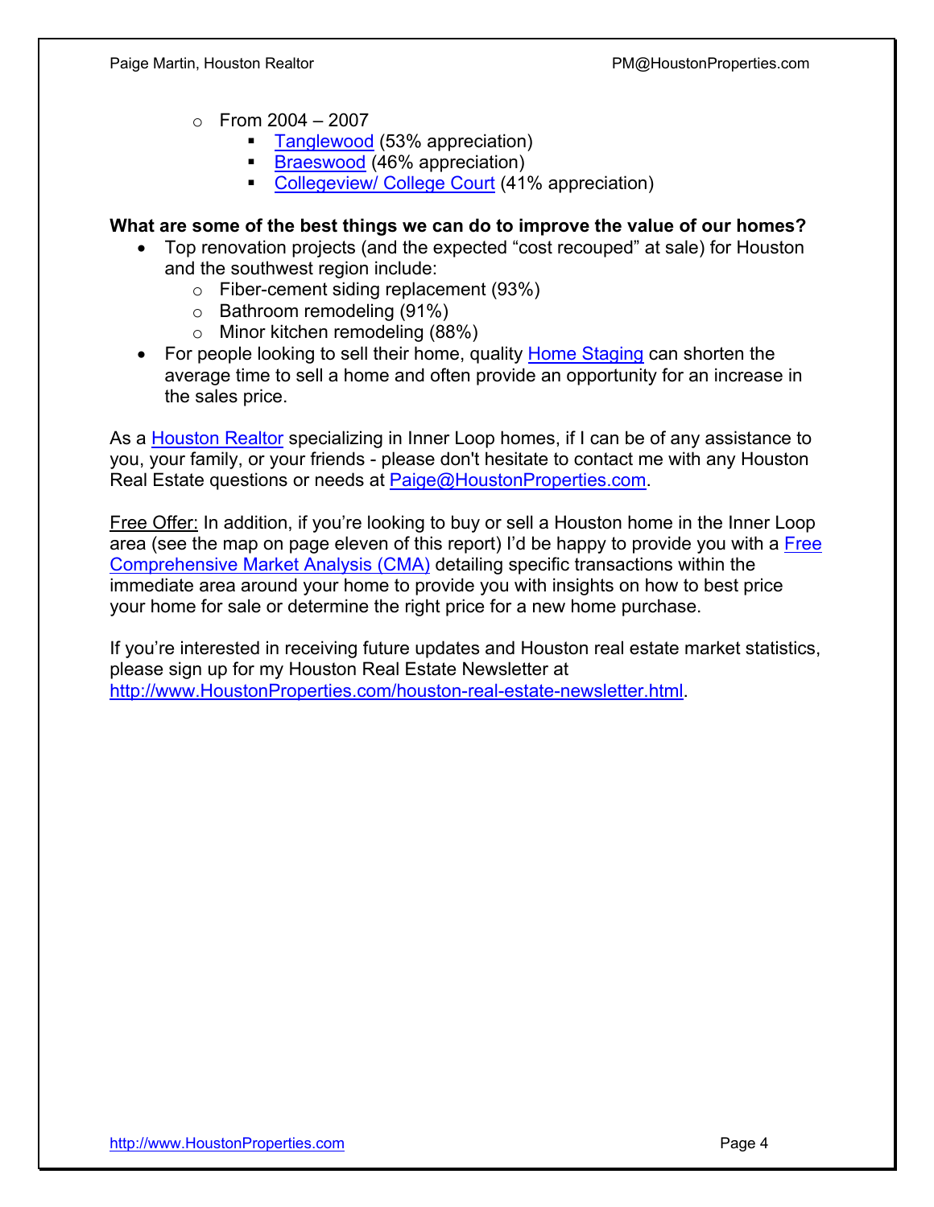- From 2004 – 2007
  - [Tanglewood](#) (53% appreciation)
  - [Braeswood](#) (46% appreciation)
  - [Collegeview/ College Court](#) (41% appreciation)

**What are some of the best things we can do to improve the value of our homes?**

- Top renovation projects (and the expected "cost recouped" at sale) for Houston and the southwest region include:
  - Fiber-cement siding replacement (93%)
  - Bathroom remodeling (91%)
  - Minor kitchen remodeling (88%)
- For people looking to sell their home, quality Home Staging can shorten the average time to sell a home and often provide an opportunity for an increase in the sales price.

As a Houston Realtor specializing in Inner Loop homes, if I can be of any assistance to you, your family, or your friends - please don't hesitate to contact me with any Houston Real Estate questions or needs at Paige@HoustonProperties.com.

Free Offer: In addition, if you're looking to buy or sell a Houston home in the Inner Loop area (see the map on page eleven of this report) I'd be happy to provide you with a Free Comprehensive Market Analysis (CMA) detailing specific transactions within the immediate area around your home to provide you with insights on how to best price your home for sale or determine the right price for a new home purchase.

If you're interested in receiving future updates and Houston real estate market statistics, please sign up for my Houston Real Estate Newsletter at http://www.HoustonProperties.com/houston-real-estate-newsletter.html.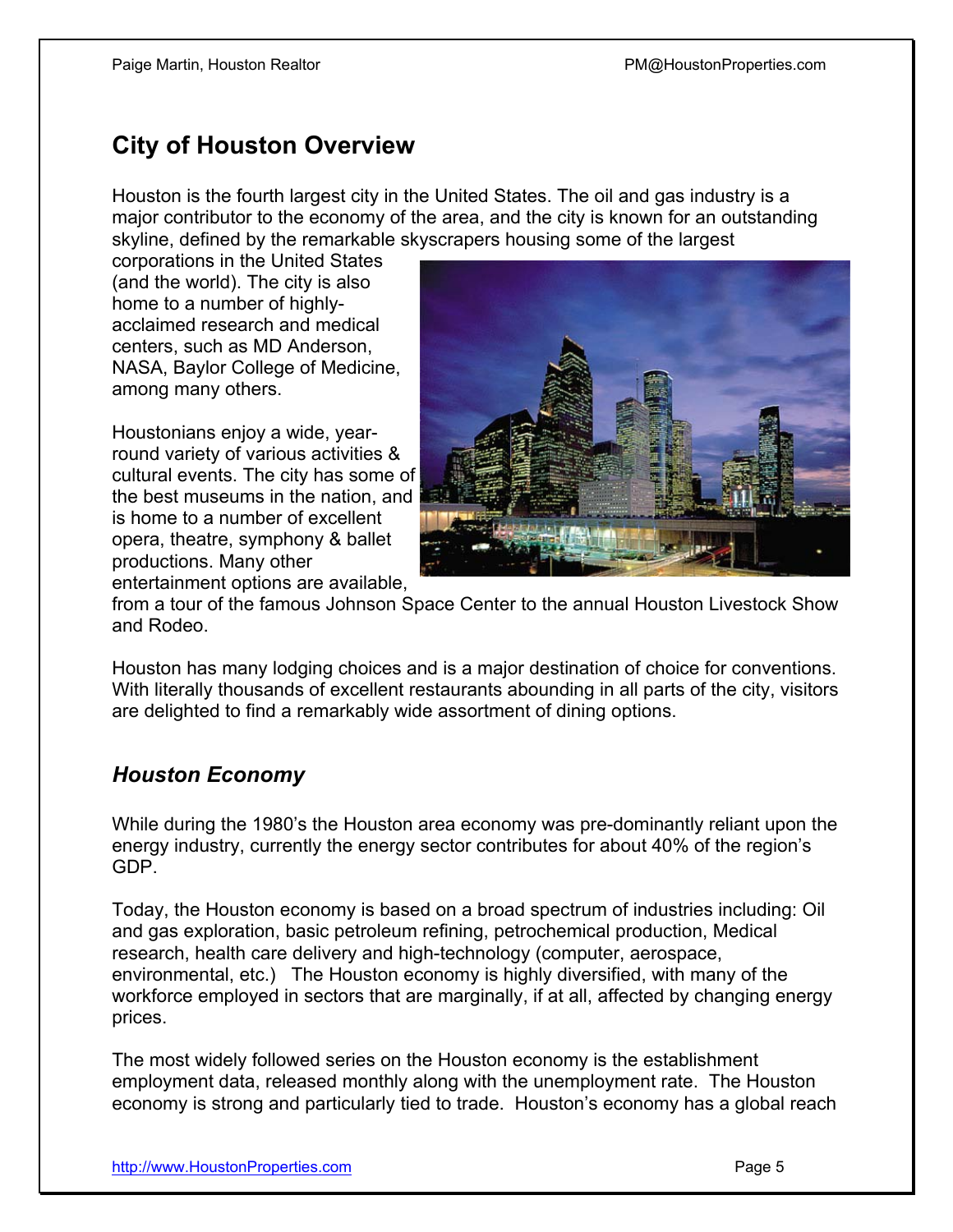## City of Houston Overview

Houston is the fourth largest city in the United States. The oil and gas industry is a major contributor to the economy of the area, and the city is known for an outstanding skyline, defined by the remarkable skyscrapers housing some of the largest corporations in the United States (and the world). The city is also home to a number of highly-acclaimed research and medical centers, such as MD Anderson, NASA, Baylor College of Medicine, among many others.

Houstonians enjoy a wide, year-round variety of various activities & cultural events. The city has some of the best museums in the nation, and is home to a number of excellent opera, theatre, symphony & ballet productions. Many other entertainment options are available, from a tour of the famous Johnson Space Center to the annual Houston Livestock Show and Rodeo.

Houston has many lodging choices and is a major destination of choice for conventions. With literally thousands of excellent restaurants abounding in all parts of the city, visitors are delighted to find a remarkably wide assortment of dining options.

### *Houston Economy*

While during the 1980's the Houston area economy was pre-dominantly reliant upon the energy industry, currently the energy sector contributes for about 40% of the region's GDP.

Today, the Houston economy is based on a broad spectrum of industries including: Oil and gas exploration, basic petroleum refining, petrochemical production, Medical research, health care delivery and high-technology (computer, aerospace, environmental, etc.) The Houston economy is highly diversified, with many of the workforce employed in sectors that are marginally, if at all, affected by changing energy prices.

The most widely followed series on the Houston economy is the establishment employment data, released monthly along with the unemployment rate. The Houston economy is strong and particularly tied to trade. Houston's economy has a global reach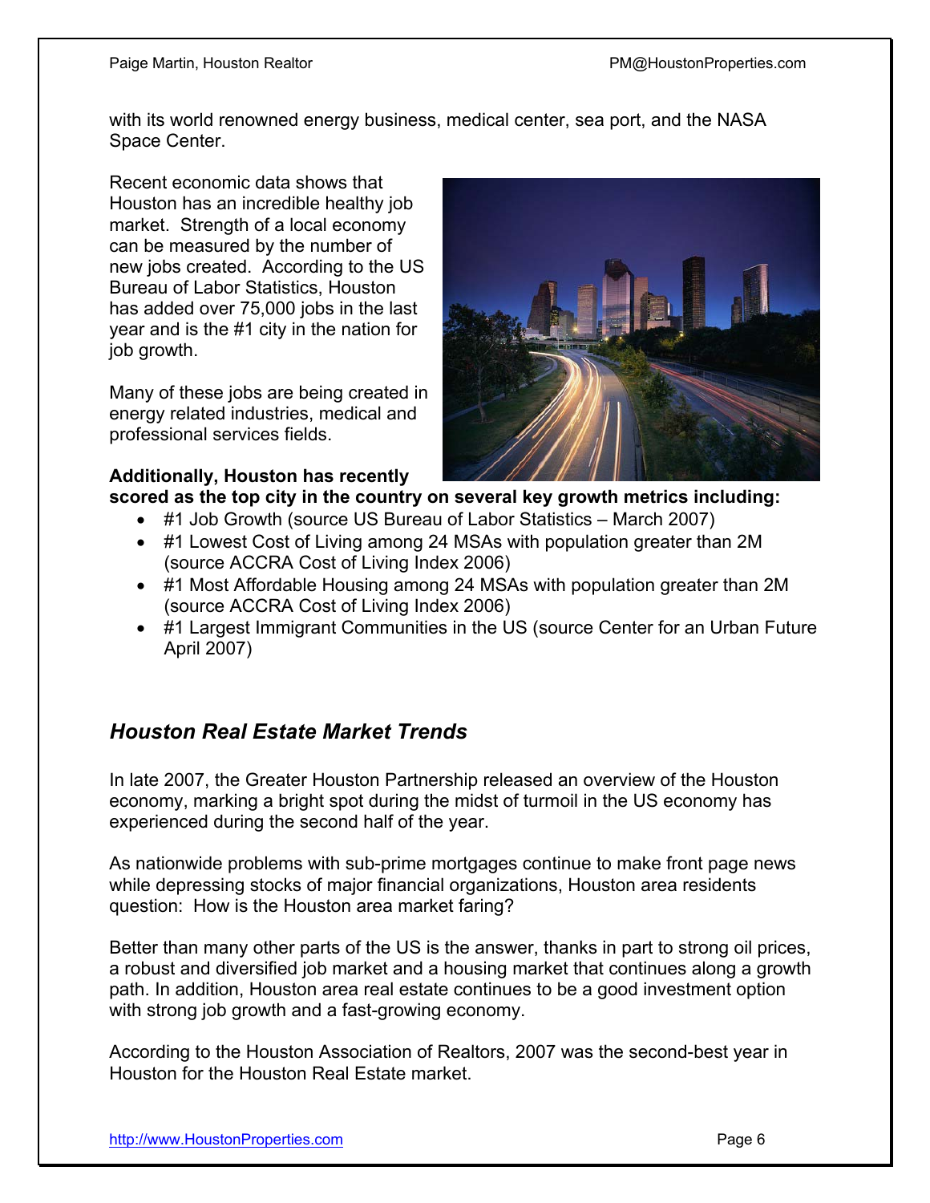with its world renowned energy business, medical center, sea port, and the NASA Space Center.

Recent economic data shows that Houston has an incredible healthy job market. Strength of a local economy can be measured by the number of new jobs created. According to the US Bureau of Labor Statistics, Houston has added over 75,000 jobs in the last year and is the #1 city in the nation for job growth.

Many of these jobs are being created in energy related industries, medical and professional services fields.

**Additionally, Houston has recently scored as the top city in the country on several key growth metrics including:**

- #1 Job Growth (source US Bureau of Labor Statistics – March 2007)
- #1 Lowest Cost of Living among 24 MSAs with population greater than 2M (source ACCRA Cost of Living Index 2006)
- #1 Most Affordable Housing among 24 MSAs with population greater than 2M (source ACCRA Cost of Living Index 2006)
- #1 Largest Immigrant Communities in the US (source Center for an Urban Future April 2007)

## *Houston Real Estate Market Trends*

In late 2007, the Greater Houston Partnership released an overview of the Houston economy, marking a bright spot during the midst of turmoil in the US economy has experienced during the second half of the year.

As nationwide problems with sub-prime mortgages continue to make front page news while depressing stocks of major financial organizations, Houston area residents question: How is the Houston area market faring?

Better than many other parts of the US is the answer, thanks in part to strong oil prices, a robust and diversified job market and a housing market that continues along a growth path. In addition, Houston area real estate continues to be a good investment option with strong job growth and a fast-growing economy.

According to the Houston Association of Realtors, 2007 was the second-best year in Houston for the Houston Real Estate market.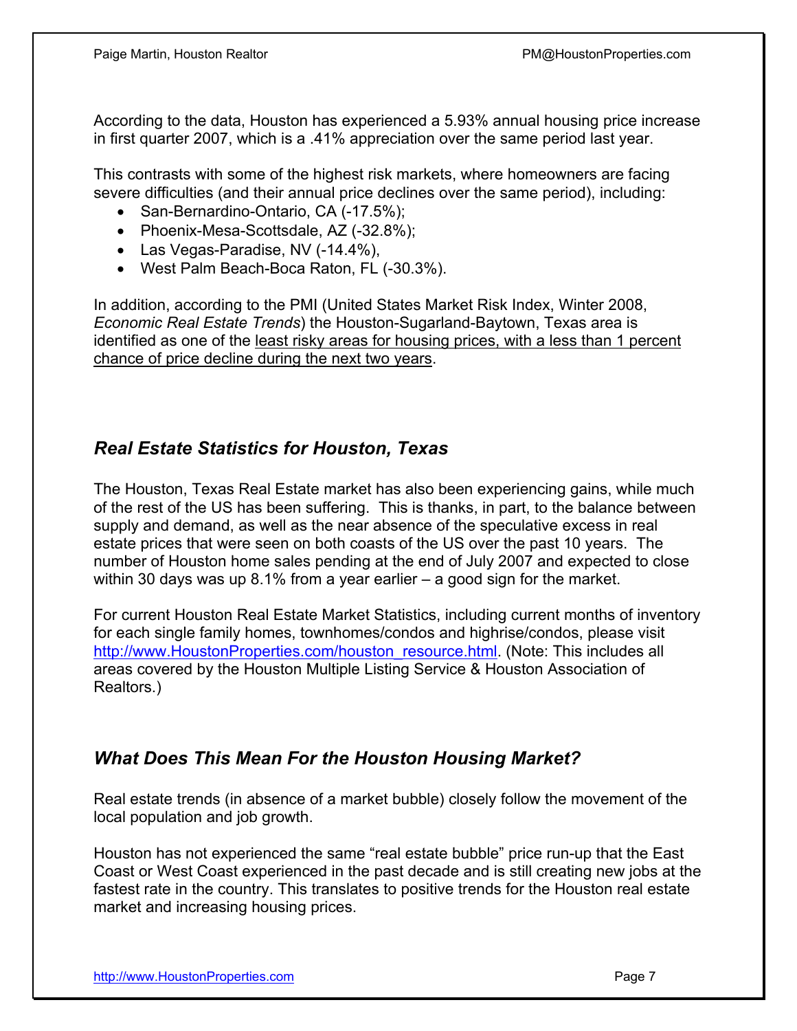According to the data, Houston has experienced a 5.93% annual housing price increase in first quarter 2007, which is a .41% appreciation over the same period last year.

This contrasts with some of the highest risk markets, where homeowners are facing severe difficulties (and their annual price declines over the same period), including:

- San-Bernardino-Ontario, CA (-17.5%);
- Phoenix-Mesa-Scottsdale, AZ (-32.8%);
- Las Vegas-Paradise, NV (-14.4%),
- West Palm Beach-Boca Raton, FL (-30.3%).

In addition, according to the PMI (United States Market Risk Index, Winter 2008, *Economic Real Estate Trends*) the Houston-Sugarland-Baytown, Texas area is identified as one of the least risky areas for housing prices, with a less than 1 percent chance of price decline during the next two years.

## *Real Estate Statistics for Houston, Texas*

The Houston, Texas Real Estate market has also been experiencing gains, while much of the rest of the US has been suffering. This is thanks, in part, to the balance between supply and demand, as well as the near absence of the speculative excess in real estate prices that were seen on both coasts of the US over the past 10 years. The number of Houston home sales pending at the end of July 2007 and expected to close within 30 days was up 8.1% from a year earlier – a good sign for the market.

For current Houston Real Estate Market Statistics, including current months of inventory for each single family homes, townhomes/condos and highrise/condos, please visit http://www.HoustonProperties.com/houston_resource.html. (Note: This includes all areas covered by the Houston Multiple Listing Service & Houston Association of Realtors.)

## *What Does This Mean For the Houston Housing Market?*

Real estate trends (in absence of a market bubble) closely follow the movement of the local population and job growth.

Houston has not experienced the same "real estate bubble" price run-up that the East Coast or West Coast experienced in the past decade and is still creating new jobs at the fastest rate in the country. This translates to positive trends for the Houston real estate market and increasing housing prices.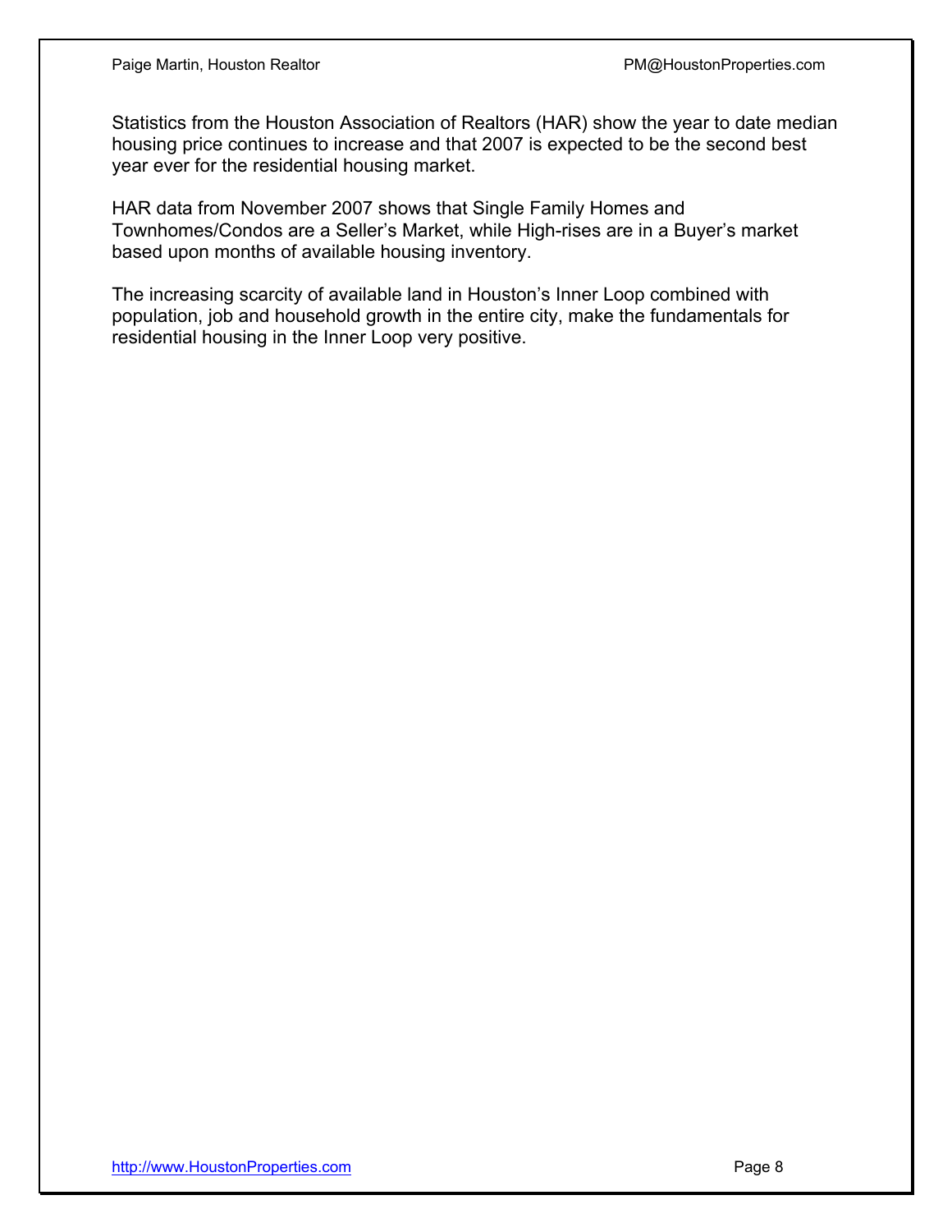Statistics from the Houston Association of Realtors (HAR) show the year to date median housing price continues to increase and that 2007 is expected to be the second best year ever for the residential housing market.

HAR data from November 2007 shows that Single Family Homes and Townhomes/Condos are a Seller's Market, while High-rises are in a Buyer's market based upon months of available housing inventory.

The increasing scarcity of available land in Houston's Inner Loop combined with population, job and household growth in the entire city, make the fundamentals for residential housing in the Inner Loop very positive.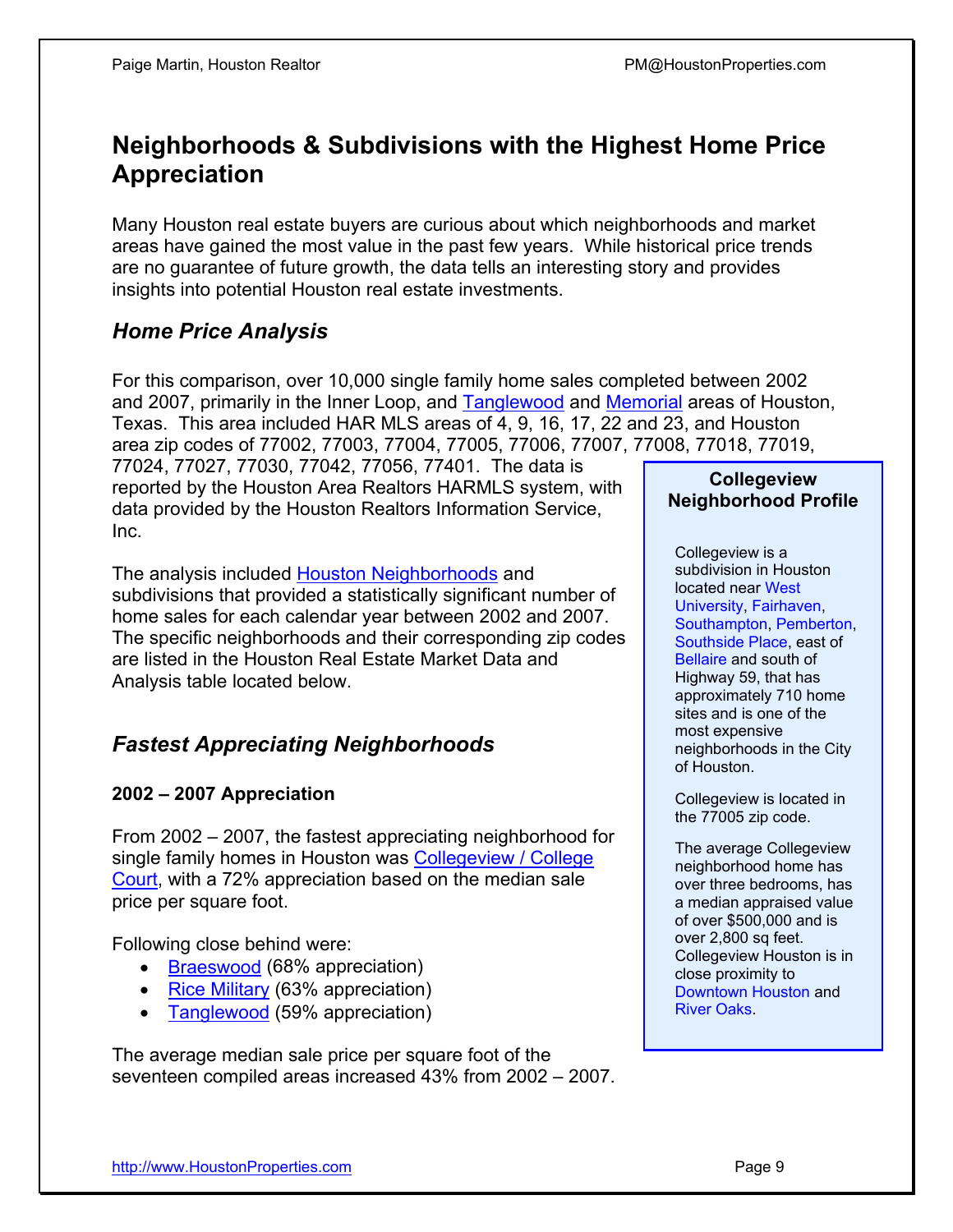# Neighborhoods & Subdivisions with the Highest Home Price Appreciation

Many Houston real estate buyers are curious about which neighborhoods and market areas have gained the most value in the past few years. While historical price trends are no guarantee of future growth, the data tells an interesting story and provides insights into potential Houston real estate investments.

## *Home Price Analysis*

For this comparison, over 10,000 single family home sales completed between 2002 and 2007, primarily in the Inner Loop, and Tanglewood and Memorial areas of Houston, Texas. This area included HAR MLS areas of 4, 9, 16, 17, 22 and 23, and Houston area zip codes of 77002, 77003, 77004, 77005, 77006, 77007, 77008, 77018, 77019, 77024, 77027, 77030, 77042, 77056, 77401. The data is reported by the Houston Area Realtors HARMLS system, with data provided by the Houston Realtors Information Service, Inc.

The analysis included Houston Neighborhoods and subdivisions that provided a statistically significant number of home sales for each calendar year between 2002 and 2007. The specific neighborhoods and their corresponding zip codes are listed in the Houston Real Estate Market Data and Analysis table located below.

## *Fastest Appreciating Neighborhoods*

### 2002 – 2007 Appreciation

From 2002 – 2007, the fastest appreciating neighborhood for single family homes in Houston was Collegeview / College Court, with a 72% appreciation based on the median sale price per square foot.

Following close behind were:

- Braeswood (68% appreciation)
- Rice Military (63% appreciation)
- Tanglewood (59% appreciation)

The average median sale price per square foot of the seventeen compiled areas increased 43% from 2002 – 2007.

**Collegeview Neighborhood Profile**

Collegeview is a subdivision in Houston located near West University, Fairhaven, Southampton, Pemberton, Southside Place, east of Bellaire and south of Highway 59, that has approximately 710 home sites and is one of the most expensive neighborhoods in the City of Houston.

Collegeview is located in the 77005 zip code.

The average Collegeview neighborhood home has over three bedrooms, has a median appraised value of over $500,000 and is over 2,800 sq feet. Collegeview Houston is in close proximity to Downtown Houston and River Oaks.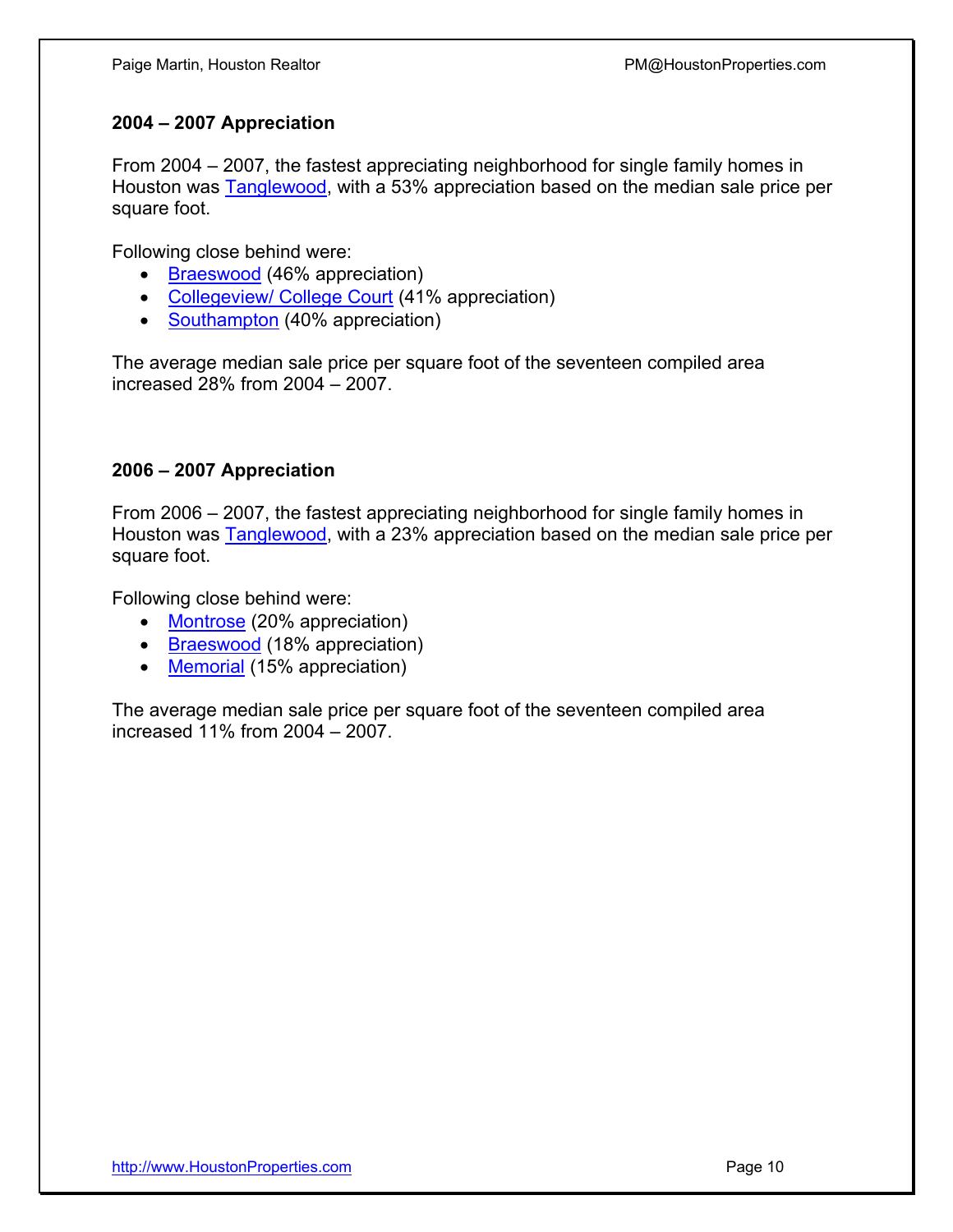**2004 – 2007 Appreciation**

From 2004 – 2007, the fastest appreciating neighborhood for single family homes in Houston was Tanglewood, with a 53% appreciation based on the median sale price per square foot.

Following close behind were:

- Braeswood (46% appreciation)
- Collegeview/ College Court (41% appreciation)
- Southampton (40% appreciation)

The average median sale price per square foot of the seventeen compiled area increased 28% from 2004 – 2007.

**2006 – 2007 Appreciation**

From 2006 – 2007, the fastest appreciating neighborhood for single family homes in Houston was Tanglewood, with a 23% appreciation based on the median sale price per square foot.

Following close behind were:

- Montrose (20% appreciation)
- Braeswood (18% appreciation)
- Memorial (15% appreciation)

The average median sale price per square foot of the seventeen compiled area increased 11% from 2004 – 2007.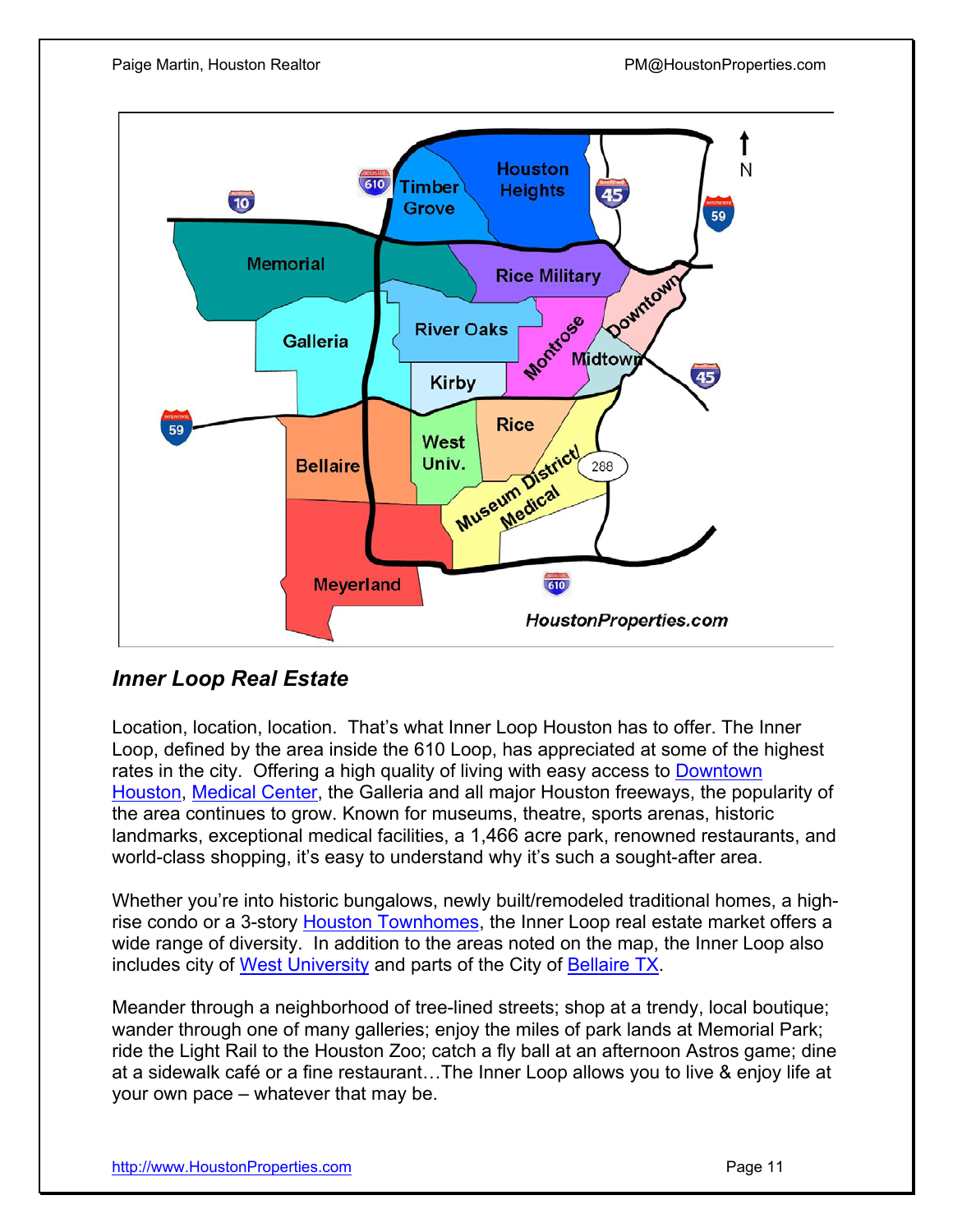## *Inner Loop Real Estate*

Location, location, location. That's what Inner Loop Houston has to offer. The Inner Loop, defined by the area inside the 610 Loop, has appreciated at some of the highest rates in the city. Offering a high quality of living with easy access to [Downtown Houston](), [Medical Center](), the Galleria and all major Houston freeways, the popularity of the area continues to grow. Known for museums, theatre, sports arenas, historic landmarks, exceptional medical facilities, a 1,466 acre park, renowned restaurants, and world-class shopping, it's easy to understand why it's such a sought-after area.

Whether you're into historic bungalows, newly built/remodeled traditional homes, a high-rise condo or a 3-story [Houston Townhomes](), the Inner Loop real estate market offers a wide range of diversity. In addition to the areas noted on the map, the Inner Loop also includes city of [West University]() and parts of the City of [Bellaire TX]().

Meander through a neighborhood of tree-lined streets; shop at a trendy, local boutique; wander through one of many galleries; enjoy the miles of park lands at Memorial Park; ride the Light Rail to the Houston Zoo; catch a fly ball at an afternoon Astros game; dine at a sidewalk café or a fine restaurant…The Inner Loop allows you to live & enjoy life at your own pace – whatever that may be.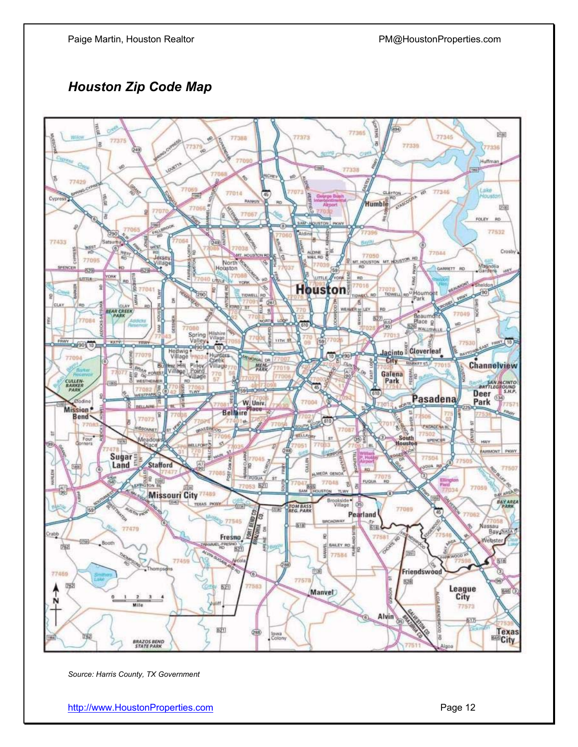## *Houston Zip Code Map*

*Source: Harris County, TX Government*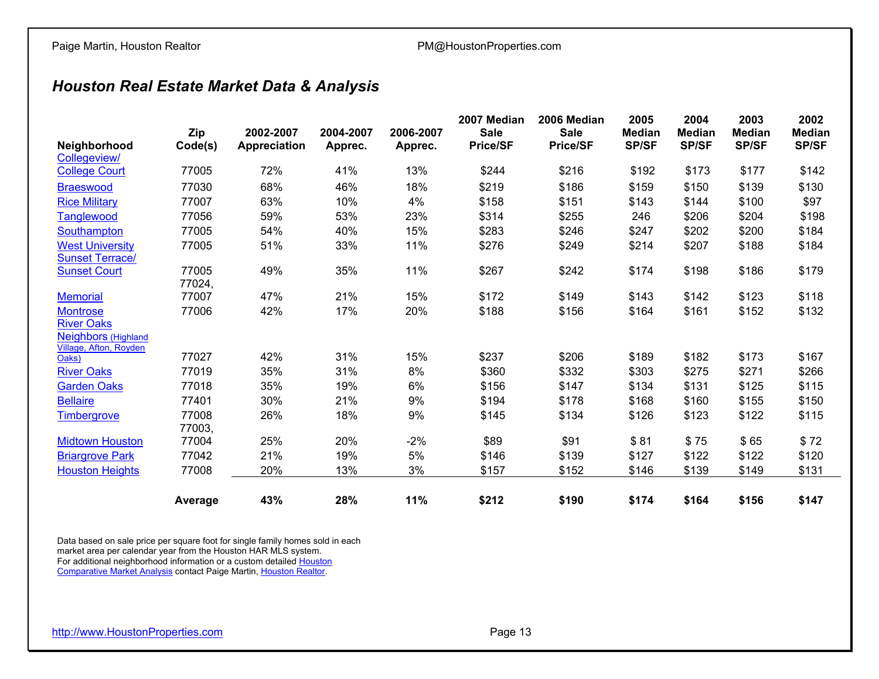## *Houston Real Estate Market Data & Analysis*

| Neighborhood | Zip Code(s) | 2002-2007 Appreciation | 2004-2007 Apprec. | 2006-2007 Apprec. | 2007 Median Sale Price/SF | 2006 Median Sale Price/SF | 2005 Median SP/SF | 2004 Median SP/SF | 2003 Median SP/SF | 2002 Median SP/SF |
|---|---|---|---|---|---|---|---|---|---|---|
| Collegeview/ College Court | 77005 | 72% | 41% | 13% | $244 | $216 | $192 | $173 | $177 | $142 |
| Braeswood | 77030 | 68% | 46% | 18% | $219 | $186 | $159 | $150 | $139 | $130 |
| Rice Military | 77007 | 63% | 10% | 4% | $158 | $151 | $143 | $144 | $100 | $97 |
| Tanglewood | 77056 | 59% | 53% | 23% | $314 | $255 | 246 | $206 | $204 | $198 |
| Southampton | 77005 | 54% | 40% | 15% | $283 | $246 | $247 | $202 | $200 | $184 |
| West University | 77005 | 51% | 33% | 11% | $276 | $249 | $214 | $207 | $188 | $184 |
| Sunset Terrace/ Sunset Court | 77005 | 49% | 35% | 11% | $267 | $242 | $174 | $198 | $186 | $179 |
| Memorial | 77024, 77007 | 47% | 21% | 15% | $172 | $149 | $143 | $142 | $123 | $118 |
| Montrose | 77006 | 42% | 17% | 20% | $188 | $156 | $164 | $161 | $152 | $132 |
| River Oaks Neighbors (Highland Village, Afton, Royden Oaks) | 77027 | 42% | 31% | 15% | $237 | $206 | $189 | $182 | $173 | $167 |
| River Oaks | 77019 | 35% | 31% | 8% | $360 | $332 | $303 | $275 | $271 | $266 |
| Garden Oaks | 77018 | 35% | 19% | 6% | $156 | $147 | $134 | $131 | $125 | $115 |
| Bellaire | 77401 | 30% | 21% | 9% | $194 | $178 | $168 | $160 | $155 | $150 |
| Timbergrove | 77008 | 26% | 18% | 9% | $145 | $134 | $126 | $123 | $122 | $115 |
| Midtown Houston | 77003, 77004 | 25% | 20% | -2% | $89 | $91 | $ 81 | $ 75 | $ 65 | $ 72 |
| Briargrove Park | 77042 | 21% | 19% | 5% | $146 | $139 | $127 | $122 | $122 | $120 |
| Houston Heights | 77008 | 20% | 13% | 3% | $157 | $152 | $146 | $139 | $149 | $131 |
| | **Average** | **43%** | **28%** | **11%** | **$212** | **$190** | **$174** | **$164** | **$156** | **$147** |

Data based on sale price per square foot for single family homes sold in each market area per calendar year from the Houston HAR MLS system.
For additional neighborhood information or a custom detailed Houston Comparative Market Analysis contact Paige Martin, Houston Realtor.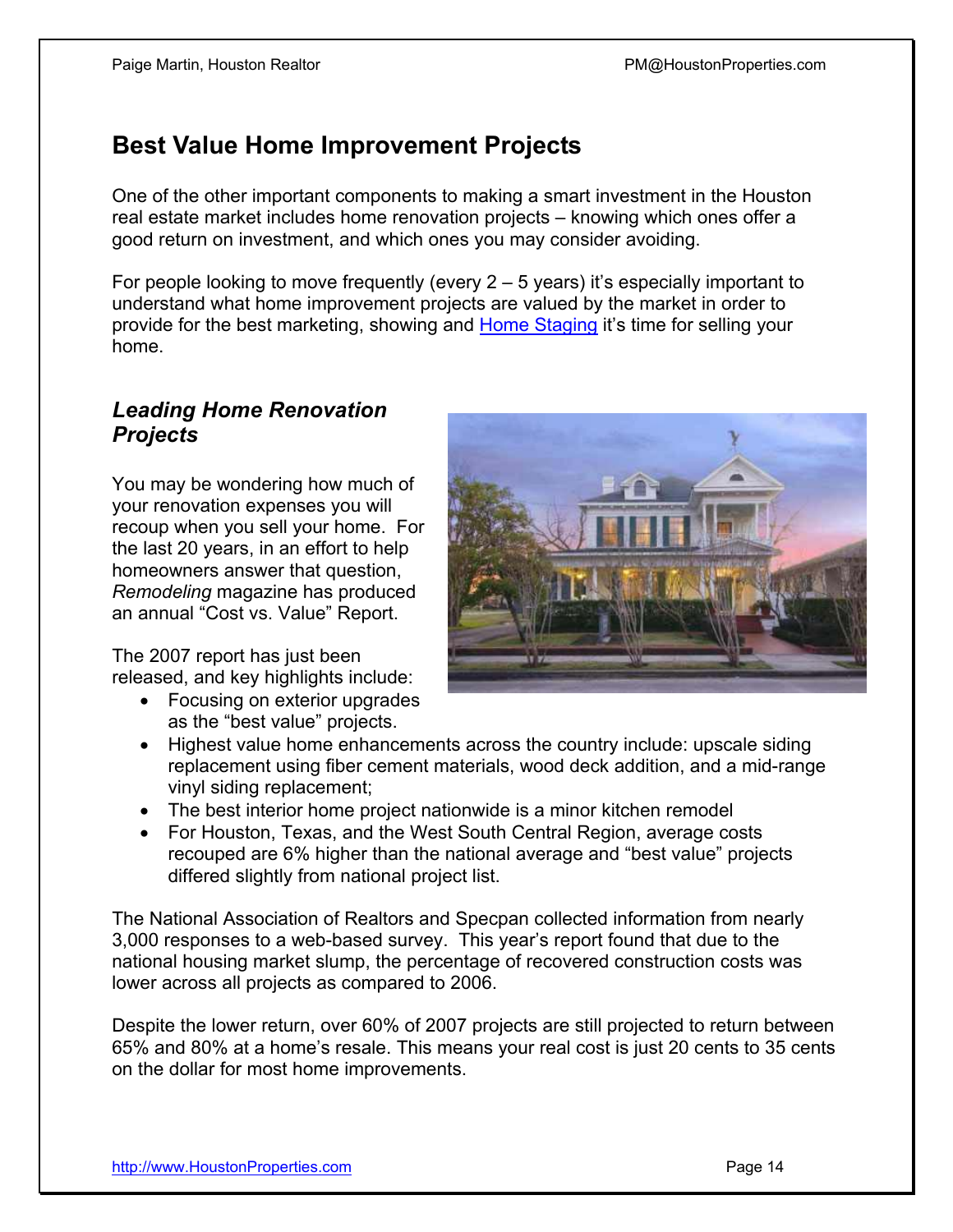## Best Value Home Improvement Projects

One of the other important components to making a smart investment in the Houston real estate market includes home renovation projects – knowing which ones offer a good return on investment, and which ones you may consider avoiding.

For people looking to move frequently (every 2 – 5 years) it's especially important to understand what home improvement projects are valued by the market in order to provide for the best marketing, showing and Home Staging it's time for selling your home.

### *Leading Home Renovation Projects*

You may be wondering how much of your renovation expenses you will recoup when you sell your home. For the last 20 years, in an effort to help homeowners answer that question, *Remodeling* magazine has produced an annual "Cost vs. Value" Report.

The 2007 report has just been released, and key highlights include:

- Focusing on exterior upgrades as the "best value" projects.
- Highest value home enhancements across the country include: upscale siding replacement using fiber cement materials, wood deck addition, and a mid-range vinyl siding replacement;
- The best interior home project nationwide is a minor kitchen remodel
- For Houston, Texas, and the West South Central Region, average costs recouped are 6% higher than the national average and "best value" projects differed slightly from national project list.

The National Association of Realtors and Specpan collected information from nearly 3,000 responses to a web-based survey. This year's report found that due to the national housing market slump, the percentage of recovered construction costs was lower across all projects as compared to 2006.

Despite the lower return, over 60% of 2007 projects are still projected to return between 65% and 80% at a home's resale. This means your real cost is just 20 cents to 35 cents on the dollar for most home improvements.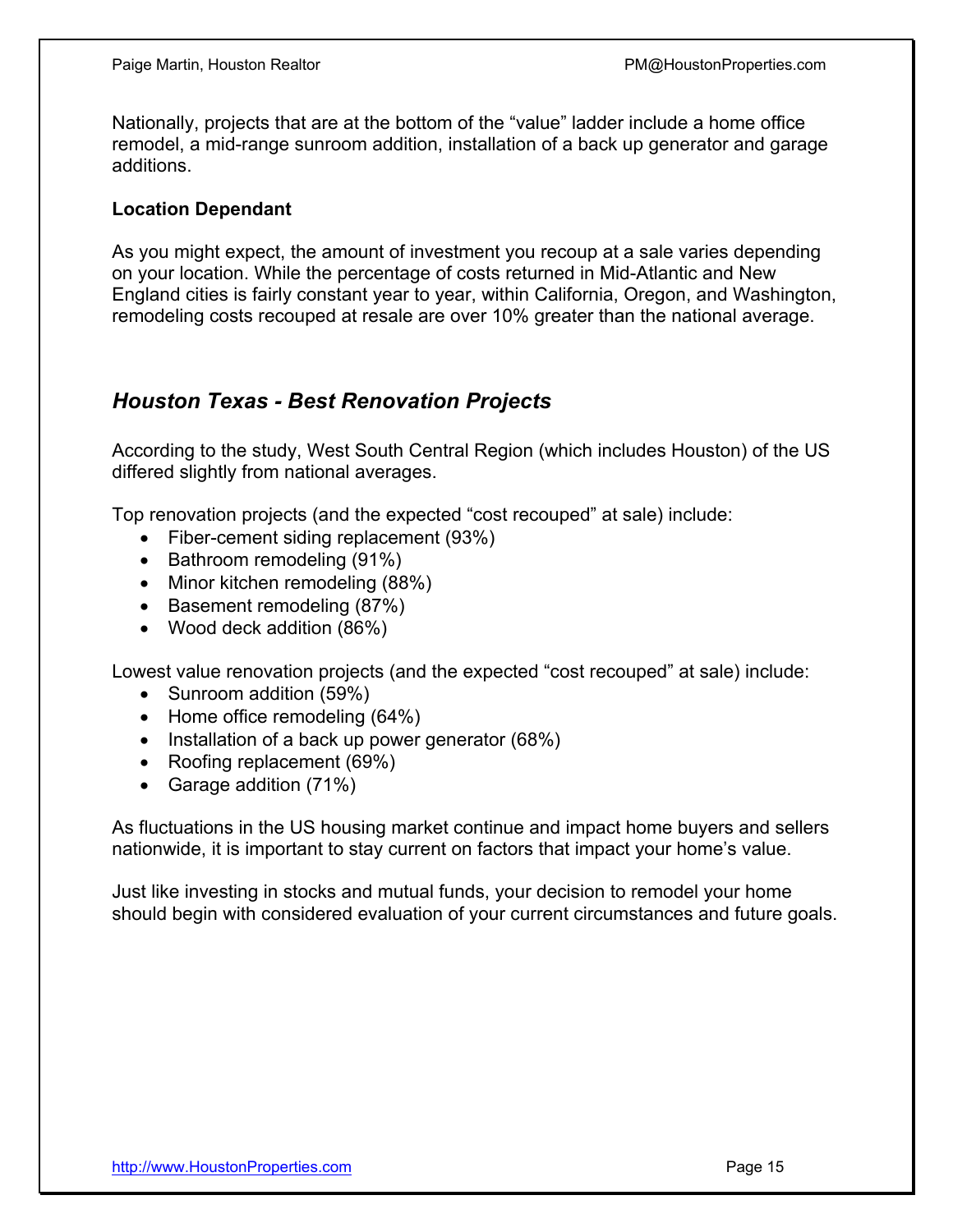Nationally, projects that are at the bottom of the "value" ladder include a home office remodel, a mid-range sunroom addition, installation of a back up generator and garage additions.

**Location Dependant**

As you might expect, the amount of investment you recoup at a sale varies depending on your location. While the percentage of costs returned in Mid-Atlantic and New England cities is fairly constant year to year, within California, Oregon, and Washington, remodeling costs recouped at resale are over 10% greater than the national average.

## *Houston Texas - Best Renovation Projects*

According to the study, West South Central Region (which includes Houston) of the US differed slightly from national averages.

Top renovation projects (and the expected "cost recouped" at sale) include:

- Fiber-cement siding replacement (93%)
- Bathroom remodeling (91%)
- Minor kitchen remodeling (88%)
- Basement remodeling (87%)
- Wood deck addition (86%)

Lowest value renovation projects (and the expected "cost recouped" at sale) include:

- Sunroom addition (59%)
- Home office remodeling (64%)
- Installation of a back up power generator (68%)
- Roofing replacement (69%)
- Garage addition (71%)

As fluctuations in the US housing market continue and impact home buyers and sellers nationwide, it is important to stay current on factors that impact your home's value.

Just like investing in stocks and mutual funds, your decision to remodel your home should begin with considered evaluation of your current circumstances and future goals.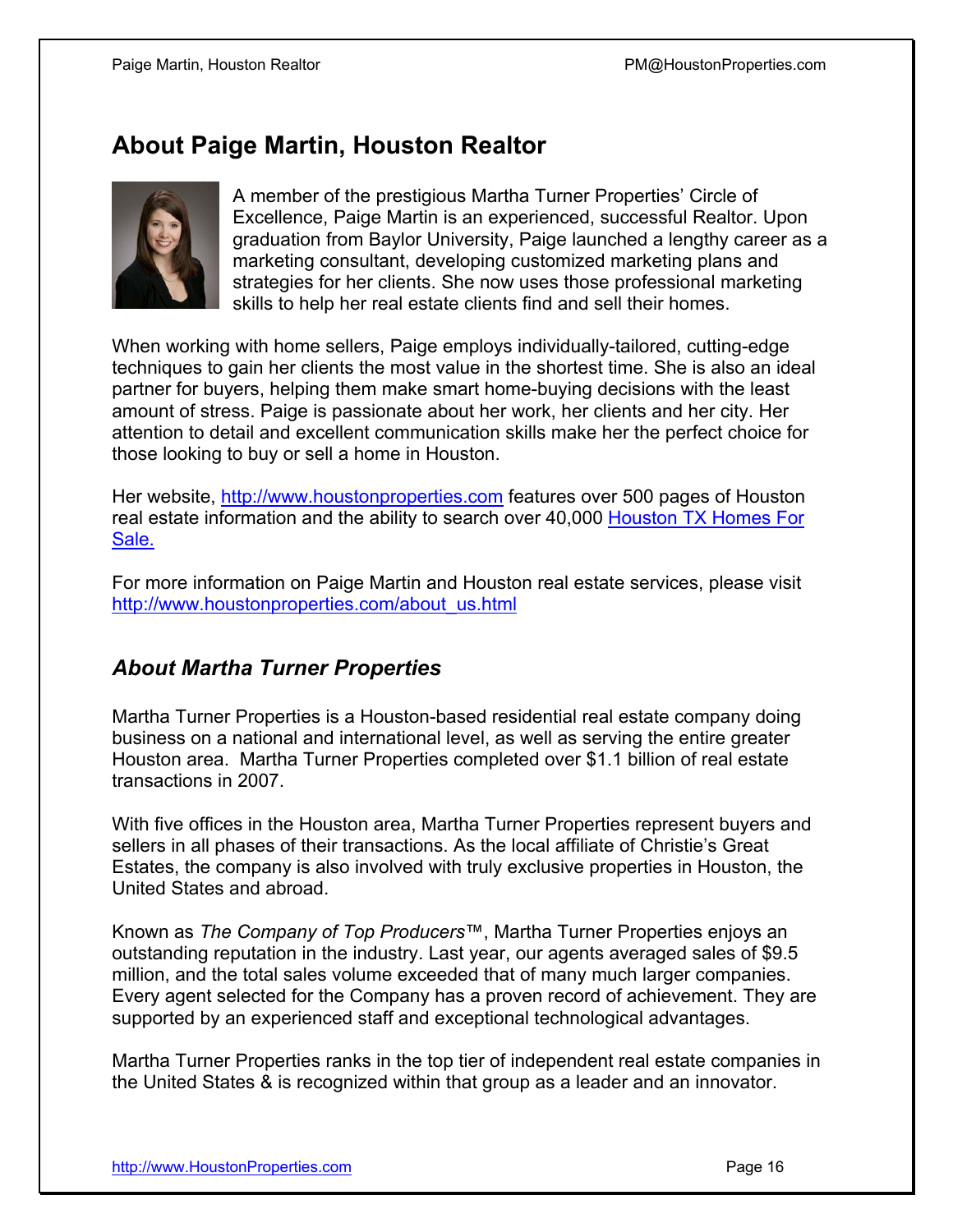# About Paige Martin, Houston Realtor

A member of the prestigious Martha Turner Properties' Circle of Excellence, Paige Martin is an experienced, successful Realtor. Upon graduation from Baylor University, Paige launched a lengthy career as a marketing consultant, developing customized marketing plans and strategies for her clients. She now uses those professional marketing skills to help her real estate clients find and sell their homes.

When working with home sellers, Paige employs individually-tailored, cutting-edge techniques to gain her clients the most value in the shortest time. She is also an ideal partner for buyers, helping them make smart home-buying decisions with the least amount of stress. Paige is passionate about her work, her clients and her city. Her attention to detail and excellent communication skills make her the perfect choice for those looking to buy or sell a home in Houston.

Her website, [http://www.houstonproperties.com](http://www.houstonproperties.com) features over 500 pages of Houston real estate information and the ability to search over 40,000 [Houston TX Homes For Sale.](http://www.houstonproperties.com)

For more information on Paige Martin and Houston real estate services, please visit [http://www.houstonproperties.com/about_us.html](http://www.houstonproperties.com/about_us.html)

## *About Martha Turner Properties*

Martha Turner Properties is a Houston-based residential real estate company doing business on a national and international level, as well as serving the entire greater Houston area. Martha Turner Properties completed over $1.1 billion of real estate transactions in 2007.

With five offices in the Houston area, Martha Turner Properties represent buyers and sellers in all phases of their transactions. As the local affiliate of Christie's Great Estates, the company is also involved with truly exclusive properties in Houston, the United States and abroad.

Known as *The Company of Top Producers*™, Martha Turner Properties enjoys an outstanding reputation in the industry. Last year, our agents averaged sales of $9.5 million, and the total sales volume exceeded that of many much larger companies. Every agent selected for the Company has a proven record of achievement. They are supported by an experienced staff and exceptional technological advantages.

Martha Turner Properties ranks in the top tier of independent real estate companies in the United States & is recognized within that group as a leader and an innovator.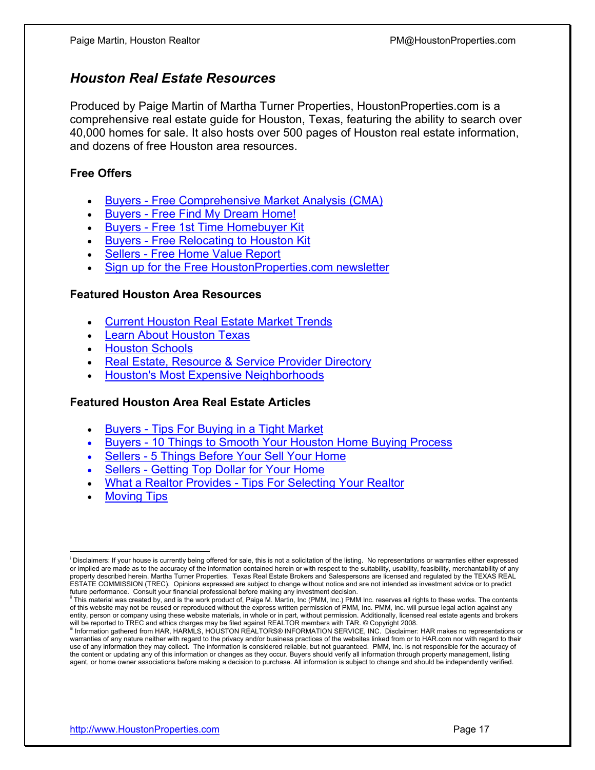## *Houston Real Estate Resources*

Produced by Paige Martin of Martha Turner Properties, HoustonProperties.com is a comprehensive real estate guide for Houston, Texas, featuring the ability to search over 40,000 homes for sale. It also hosts over 500 pages of Houston real estate information, and dozens of free Houston area resources.

**Free Offers**

- Buyers - Free Comprehensive Market Analysis (CMA)
- Buyers - Free Find My Dream Home!
- Buyers - Free 1st Time Homebuyer Kit
- Buyers - Free Relocating to Houston Kit
- Sellers - Free Home Value Report
- Sign up for the Free HoustonProperties.com newsletter

**Featured Houston Area Resources**

- Current Houston Real Estate Market Trends
- Learn About Houston Texas
- Houston Schools
- Real Estate, Resource & Service Provider Directory
- Houston's Most Expensive Neighborhoods

**Featured Houston Area Real Estate Articles**

- Buyers - Tips For Buying in a Tight Market
- Buyers - 10 Things to Smooth Your Houston Home Buying Process
- Sellers - 5 Things Before Your Sell Your Home
- Sellers - Getting Top Dollar for Your Home
- What a Realtor Provides - Tips For Selecting Your Realtor
- Moving Tips

---

[i] Disclaimers: If your house is currently being offered for sale, this is not a solicitation of the listing. No representations or warranties either expressed or implied are made as to the accuracy of the information contained herein or with respect to the suitability, usability, feasibility, merchantability of any property described herein. Martha Turner Properties. Texas Real Estate Brokers and Salespersons are licensed and regulated by the TEXAS REAL ESTATE COMMISSION (TREC). Opinions expressed are subject to change without notice and are not intended as investment advice or to predict future performance. Consult your financial professional before making any investment decision.

[ii] This material was created by, and is the work product of, Paige M. Martin, Inc (PMM, Inc.) PMM Inc. reserves all rights to these works. The contents of this website may not be reused or reproduced without the express written permission of PMM, Inc. PMM, Inc. will pursue legal action against any entity, person or company using these website materials, in whole or in part, without permission. Additionally, licensed real estate agents and brokers will be reported to TREC and ethics charges may be filed against REALTOR members with TAR. © Copyright 2008.

[iii] Information gathered from HAR, HARMLS, HOUSTON REALTORS® INFORMATION SERVICE, INC. Disclaimer: HAR makes no representations or warranties of any nature neither with regard to the privacy and/or business practices of the websites linked from or to HAR.com nor with regard to their use of any information they may collect. The information is considered reliable, but not guaranteed. PMM, Inc. is not responsible for the accuracy of the content or updating any of this information or changes as they occur. Buyers should verify all information through property management, listing agent, or home owner associations before making a decision to purchase. All information is subject to change and should be independently verified.